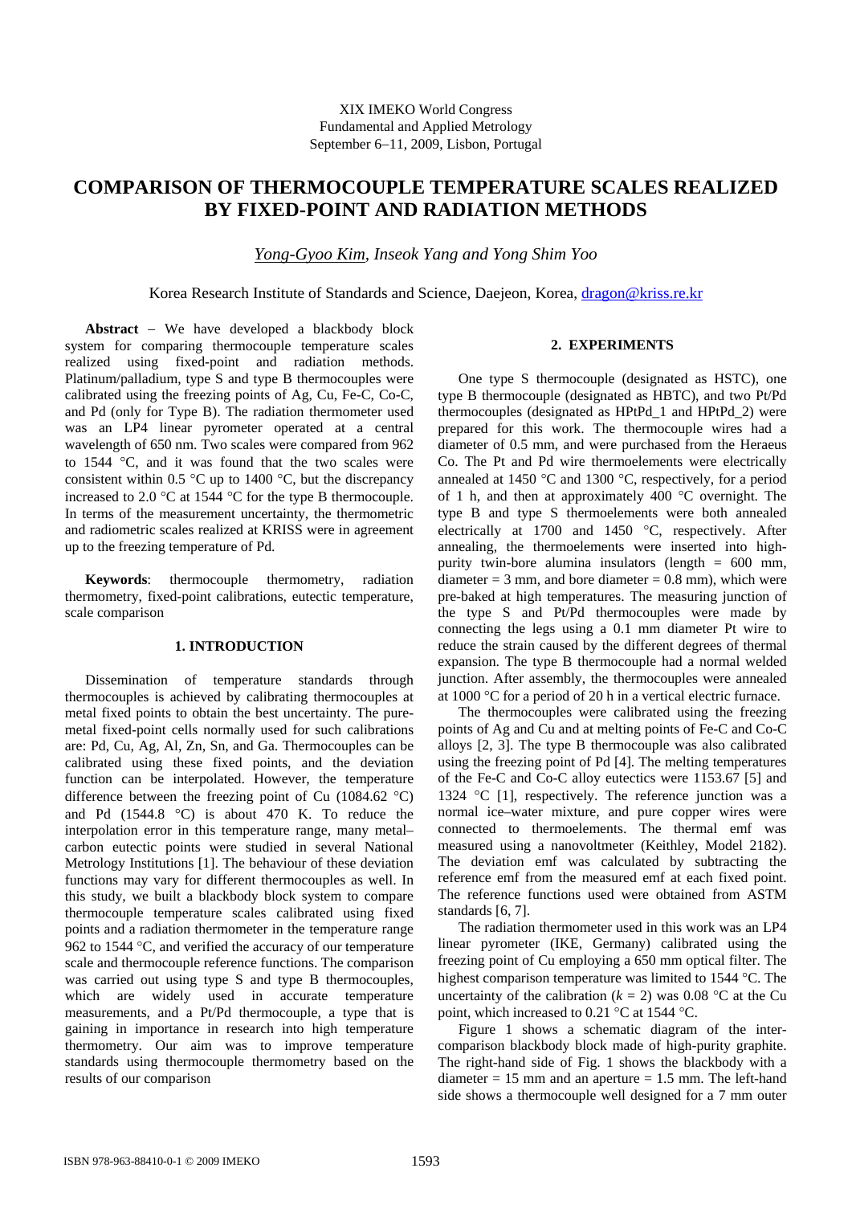XIX IMEKO World Congress
Fundamental and Applied Metrology
September 6–11, 2009, Lisbon, Portugal

# COMPARISON OF THERMOCOUPLE TEMPERATURE SCALES REALIZED BY FIXED-POINT AND RADIATION METHODS

*Yong-Gyoo Kim, Inseok Yang and Yong Shim Yoo*

Korea Research Institute of Standards and Science, Daejeon, Korea, dragon@kriss.re.kr

**Abstract** – We have developed a blackbody block system for comparing thermocouple temperature scales realized using fixed-point and radiation methods. Platinum/palladium, type S and type B thermocouples were calibrated using the freezing points of Ag, Cu, Fe-C, Co-C, and Pd (only for Type B). The radiation thermometer used was an LP4 linear pyrometer operated at a central wavelength of 650 nm. Two scales were compared from 962 to 1544 °C, and it was found that the two scales were consistent within 0.5 °C up to 1400 °C, but the discrepancy increased to 2.0 °C at 1544 °C for the type B thermocouple. In terms of the measurement uncertainty, the thermometric and radiometric scales realized at KRISS were in agreement up to the freezing temperature of Pd.

**Keywords**: thermocouple thermometry, radiation thermometry, fixed-point calibrations, eutectic temperature, scale comparison

## 1. INTRODUCTION

Dissemination of temperature standards through thermocouples is achieved by calibrating thermocouples at metal fixed points to obtain the best uncertainty. The pure-metal fixed-point cells normally used for such calibrations are: Pd, Cu, Ag, Al, Zn, Sn, and Ga. Thermocouples can be calibrated using these fixed points, and the deviation function can be interpolated. However, the temperature difference between the freezing point of Cu (1084.62 °C) and Pd (1544.8 °C) is about 470 K. To reduce the interpolation error in this temperature range, many metal–carbon eutectic points were studied in several National Metrology Institutions [1]. The behaviour of these deviation functions may vary for different thermocouples as well. In this study, we built a blackbody block system to compare thermocouple temperature scales calibrated using fixed points and a radiation thermometer in the temperature range 962 to 1544 °C, and verified the accuracy of our temperature scale and thermocouple reference functions. The comparison was carried out using type S and type B thermocouples, which are widely used in accurate temperature measurements, and a Pt/Pd thermocouple, a type that is gaining in importance in research into high temperature thermometry. Our aim was to improve temperature standards using thermocouple thermometry based on the results of our comparison

## 2. EXPERIMENTS

One type S thermocouple (designated as HSTC), one type B thermocouple (designated as HBTC), and two Pt/Pd thermocouples (designated as HPtPd_1 and HPtPd_2) were prepared for this work. The thermocouple wires had a diameter of 0.5 mm, and were purchased from the Heraeus Co. The Pt and Pd wire thermoelements were electrically annealed at 1450 °C and 1300 °C, respectively, for a period of 1 h, and then at approximately 400 °C overnight. The type B and type S thermoelements were both annealed electrically at 1700 and 1450 °C, respectively. After annealing, the thermoelements were inserted into high-purity twin-bore alumina insulators (length = 600 mm, diameter = 3 mm, and bore diameter = 0.8 mm), which were pre-baked at high temperatures. The measuring junction of the type S and Pt/Pd thermocouples were made by connecting the legs using a 0.1 mm diameter Pt wire to reduce the strain caused by the different degrees of thermal expansion. The type B thermocouple had a normal welded junction. After assembly, the thermocouples were annealed at 1000 °C for a period of 20 h in a vertical electric furnace.

The thermocouples were calibrated using the freezing points of Ag and Cu and at melting points of Fe-C and Co-C alloys [2, 3]. The type B thermocouple was also calibrated using the freezing point of Pd [4]. The melting temperatures of the Fe-C and Co-C alloy eutectics were 1153.67 [5] and 1324 °C [1], respectively. The reference junction was a normal ice–water mixture, and pure copper wires were connected to thermoelements. The thermal emf was measured using a nanovoltmeter (Keithley, Model 2182). The deviation emf was calculated by subtracting the reference emf from the measured emf at each fixed point. The reference functions used were obtained from ASTM standards [6, 7].

The radiation thermometer used in this work was an LP4 linear pyrometer (IKE, Germany) calibrated using the freezing point of Cu employing a 650 mm optical filter. The highest comparison temperature was limited to 1544 °C. The uncertainty of the calibration ($k$ = 2) was 0.08 °C at the Cu point, which increased to 0.21 °C at 1544 °C.

Figure 1 shows a schematic diagram of the inter-comparison blackbody block made of high-purity graphite. The right-hand side of Fig. 1 shows the blackbody with a diameter = 15 mm and an aperture = 1.5 mm. The left-hand side shows a thermocouple well designed for a 7 mm outer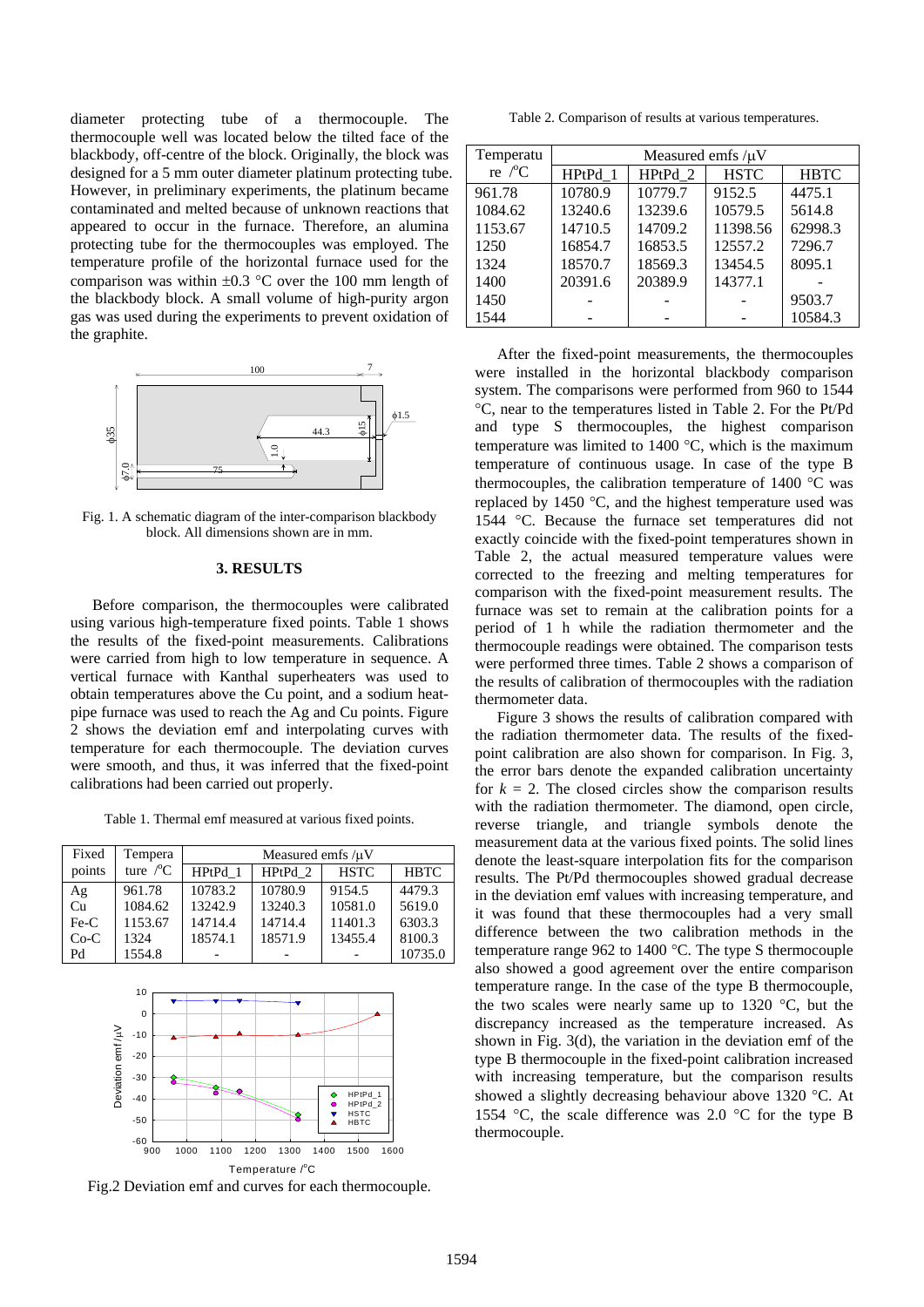diameter protecting tube of a thermocouple. The thermocouple well was located below the tilted face of the blackbody, off-centre of the block. Originally, the block was designed for a 5 mm outer diameter platinum protecting tube. However, in preliminary experiments, the platinum became contaminated and melted because of unknown reactions that appeared to occur in the furnace. Therefore, an alumina protecting tube for the thermocouples was employed. The temperature profile of the horizontal furnace used for the comparison was within ±0.3 °C over the 100 mm length of the blackbody block. A small volume of high-purity argon gas was used during the experiments to prevent oxidation of the graphite.

Fig. 1. A schematic diagram of the inter-comparison blackbody block. All dimensions shown are in mm.

## 3. RESULTS

Before comparison, the thermocouples were calibrated using various high-temperature fixed points. Table 1 shows the results of the fixed-point measurements. Calibrations were carried from high to low temperature in sequence. A vertical furnace with Kanthal superheaters was used to obtain temperatures above the Cu point, and a sodium heat-pipe furnace was used to reach the Ag and Cu points. Figure 2 shows the deviation emf and interpolating curves with temperature for each thermocouple. The deviation curves were smooth, and thus, it was inferred that the fixed-point calibrations had been carried out properly.

Table 1. Thermal emf measured at various fixed points.

| Fixed points | Temperature /°C | Measured emfs /μV | | | |
|---|---|---|---|---|---|
| | | HPtPd_1 | HPtPd_2 | HSTC | HBTC |
| Ag | 961.78 | 10783.2 | 10780.9 | 9154.5 | 4479.3 |
| Cu | 1084.62 | 13242.9 | 13240.3 | 10581.0 | 5619.0 |
| Fe-C | 1153.67 | 14714.4 | 14714.4 | 11401.3 | 6303.3 |
| Co-C | 1324 | 18574.1 | 18571.9 | 13455.4 | 8100.3 |
| Pd | 1554.8 | - | - | - | 10735.0 |

Fig.2 Deviation emf and curves for each thermocouple.

Table 2. Comparison of results at various temperatures.

| Temperature /°C | Measured emfs /μV | | | |
|---|---|---|---|---|
| | HPtPd_1 | HPtPd_2 | HSTC | HBTC |
| 961.78 | 10780.9 | 10779.7 | 9152.5 | 4475.1 |
| 1084.62 | 13240.6 | 13239.6 | 10579.5 | 5614.8 |
| 1153.67 | 14710.5 | 14709.2 | 11398.56 | 62998.3 |
| 1250 | 16854.7 | 16853.5 | 12557.2 | 7296.7 |
| 1324 | 18570.7 | 18569.3 | 13454.5 | 8095.1 |
| 1400 | 20391.6 | 20389.9 | 14377.1 | - |
| 1450 | - | - | - | 9503.7 |
| 1544 | - | - | - | 10584.3 |

After the fixed-point measurements, the thermocouples were installed in the horizontal blackbody comparison system. The comparisons were performed from 960 to 1544 °C, near to the temperatures listed in Table 2. For the Pt/Pd and type S thermocouples, the highest comparison temperature was limited to 1400 °C, which is the maximum temperature of continuous usage. In case of the type B thermocouples, the calibration temperature of 1400 °C was replaced by 1450 °C, and the highest temperature used was 1544 °C. Because the furnace set temperatures did not exactly coincide with the fixed-point temperatures shown in Table 2, the actual measured temperature values were corrected to the freezing and melting temperatures for comparison with the fixed-point measurement results. The furnace was set to remain at the calibration points for a period of 1 h while the radiation thermometer and the thermocouple readings were obtained. The comparison tests were performed three times. Table 2 shows a comparison of the results of calibration of thermocouples with the radiation thermometer data.

Figure 3 shows the results of calibration compared with the radiation thermometer data. The results of the fixed-point calibration are also shown for comparison. In Fig. 3, the error bars denote the expanded calibration uncertainty for $k = 2$. The closed circles show the comparison results with the radiation thermometer. The diamond, open circle, reverse triangle, and triangle symbols denote the measurement data at the various fixed points. The solid lines denote the least-square interpolation fits for the comparison results. The Pt/Pd thermocouples showed gradual decrease in the deviation emf values with increasing temperature, and it was found that these thermocouples had a very small difference between the two calibration methods in the temperature range 962 to 1400 °C. The type S thermocouple also showed a good agreement over the entire comparison temperature range. In the case of the type B thermocouple, the two scales were nearly same up to 1320 °C, but the discrepancy increased as the temperature increased. As shown in Fig. 3(d), the variation in the deviation emf of the type B thermocouple in the fixed-point calibration increased with increasing temperature, but the comparison results showed a slightly decreasing behaviour above 1320 °C. At 1554 °C, the scale difference was 2.0 °C for the type B thermocouple.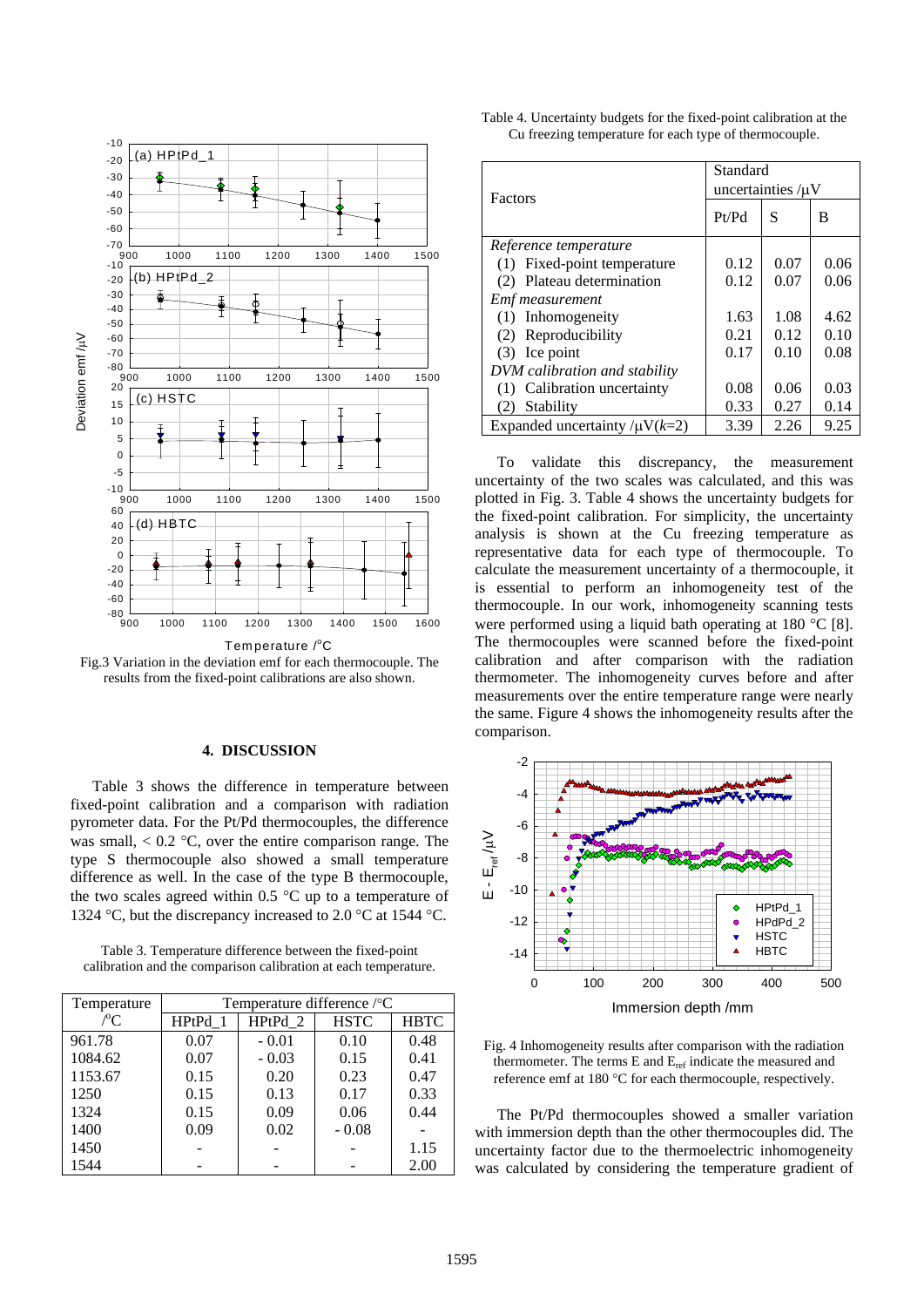Fig.3 Variation in the deviation emf for each thermocouple. The results from the fixed-point calibrations are also shown.

## 4. DISCUSSION

Table 3 shows the difference in temperature between fixed-point calibration and a comparison with radiation pyrometer data. For the Pt/Pd thermocouples, the difference was small, < 0.2 °C, over the entire comparison range. The type S thermocouple also showed a small temperature difference as well. In the case of the type B thermocouple, the two scales agreed within 0.5 °C up to a temperature of 1324 °C, but the discrepancy increased to 2.0 °C at 1544 °C.

Table 3. Temperature difference between the fixed-point calibration and the comparison calibration at each temperature.

| Temperature /°C | Temperature difference /°C | | | |
|---|---|---|---|---|
| | HPtPd_1 | HPtPd_2 | HSTC | HBTC |
| 961.78 | 0.07 | - 0.01 | 0.10 | 0.48 |
| 1084.62 | 0.07 | - 0.03 | 0.15 | 0.41 |
| 1153.67 | 0.15 | 0.20 | 0.23 | 0.47 |
| 1250 | 0.15 | 0.13 | 0.17 | 0.33 |
| 1324 | 0.15 | 0.09 | 0.06 | 0.44 |
| 1400 | 0.09 | 0.02 | - 0.08 | - |
| 1450 | - | - | - | 1.15 |
| 1544 | - | - | - | 2.00 |

Table 4. Uncertainty budgets for the fixed-point calibration at the Cu freezing temperature for each type of thermocouple.

| Factors | Standard uncertainties /μV | | |
|---|---|---|---|
| | Pt/Pd | S | B |
| *Reference temperature* | | | |
| (1) Fixed-point temperature | 0.12 | 0.07 | 0.06 |
| (2) Plateau determination | 0.12 | 0.07 | 0.06 |
| *Emf measurement* | | | |
| (1) Inhomogeneity | 1.63 | 1.08 | 4.62 |
| (2) Reproducibility | 0.21 | 0.12 | 0.10 |
| (3) Ice point | 0.17 | 0.10 | 0.08 |
| *DVM calibration and stability* | | | |
| (1) Calibration uncertainty | 0.08 | 0.06 | 0.03 |
| (2) Stability | 0.33 | 0.27 | 0.14 |
| Expanded uncertainty /μV($k$=2) | 3.39 | 2.26 | 9.25 |

To validate this discrepancy, the measurement uncertainty of the two scales was calculated, and this was plotted in Fig. 3. Table 4 shows the uncertainty budgets for the fixed-point calibration. For simplicity, the uncertainty analysis is shown at the Cu freezing temperature as representative data for each type of thermocouple. To calculate the measurement uncertainty of a thermocouple, it is essential to perform an inhomogeneity test of the thermocouple. In our work, inhomogeneity scanning tests were performed using a liquid bath operating at 180 °C [8]. The thermocouples were scanned before the fixed-point calibration and after comparison with the radiation thermometer. The inhomogeneity curves before and after measurements over the entire temperature range were nearly the same. Figure 4 shows the inhomogeneity results after the comparison.

Fig. 4 Inhomogeneity results after comparison with the radiation thermometer. The terms E and $E_{ref}$ indicate the measured and reference emf at 180 °C for each thermocouple, respectively.

The Pt/Pd thermocouples showed a smaller variation with immersion depth than the other thermocouples did. The uncertainty factor due to the thermoelectric inhomogeneity was calculated by considering the temperature gradient of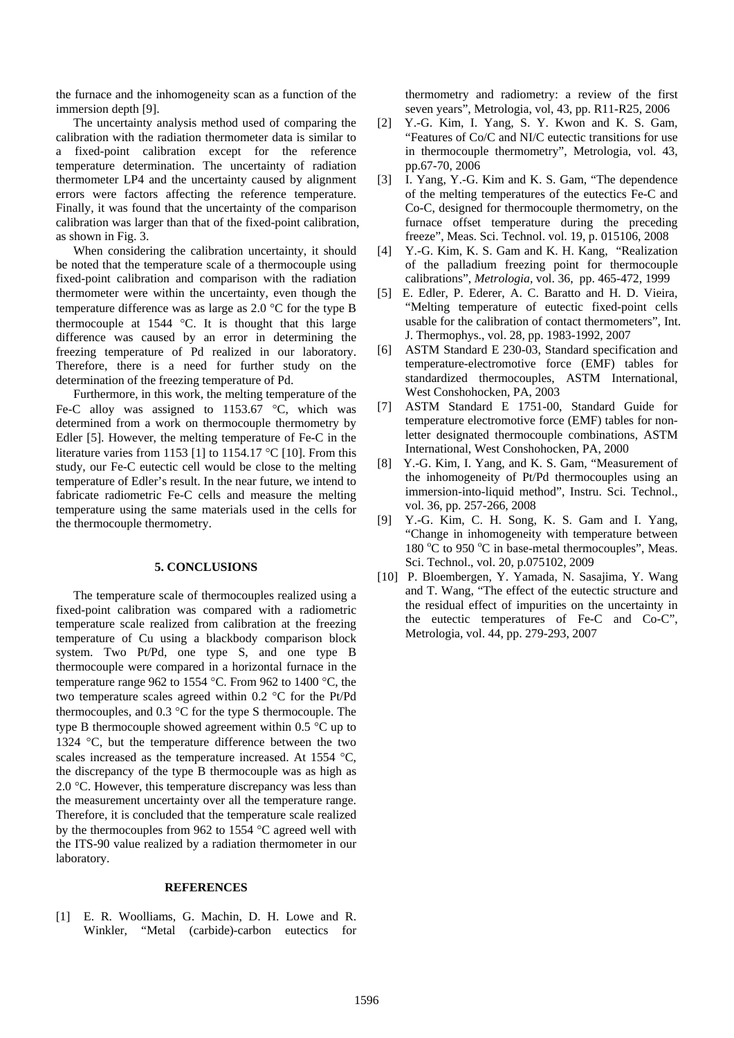the furnace and the inhomogeneity scan as a function of the immersion depth [9].

The uncertainty analysis method used of comparing the calibration with the radiation thermometer data is similar to a fixed-point calibration except for the reference temperature determination. The uncertainty of radiation thermometer LP4 and the uncertainty caused by alignment errors were factors affecting the reference temperature. Finally, it was found that the uncertainty of the comparison calibration was larger than that of the fixed-point calibration, as shown in Fig. 3.

When considering the calibration uncertainty, it should be noted that the temperature scale of a thermocouple using fixed-point calibration and comparison with the radiation thermometer were within the uncertainty, even though the temperature difference was as large as 2.0 °C for the type B thermocouple at 1544 °C. It is thought that this large difference was caused by an error in determining the freezing temperature of Pd realized in our laboratory. Therefore, there is a need for further study on the determination of the freezing temperature of Pd.

Furthermore, in this work, the melting temperature of the Fe-C alloy was assigned to 1153.67 °C, which was determined from a work on thermocouple thermometry by Edler [5]. However, the melting temperature of Fe-C in the literature varies from 1153 [1] to 1154.17 °C [10]. From this study, our Fe-C eutectic cell would be close to the melting temperature of Edler's result. In the near future, we intend to fabricate radiometric Fe-C cells and measure the melting temperature using the same materials used in the cells for the thermocouple thermometry.

## 5. CONCLUSIONS

The temperature scale of thermocouples realized using a fixed-point calibration was compared with a radiometric temperature scale realized from calibration at the freezing temperature of Cu using a blackbody comparison block system. Two Pt/Pd, one type S, and one type B thermocouple were compared in a horizontal furnace in the temperature range 962 to 1554 °C. From 962 to 1400 °C, the two temperature scales agreed within 0.2 °C for the Pt/Pd thermocouples, and 0.3 °C for the type S thermocouple. The type B thermocouple showed agreement within 0.5 °C up to 1324 °C, but the temperature difference between the two scales increased as the temperature increased. At 1554 °C, the discrepancy of the type B thermocouple was as high as 2.0 °C. However, this temperature discrepancy was less than the measurement uncertainty over all the temperature range. Therefore, it is concluded that the temperature scale realized by the thermocouples from 962 to 1554 °C agreed well with the ITS-90 value realized by a radiation thermometer in our laboratory.

## REFERENCES

[1] E. R. Woolliams, G. Machin, D. H. Lowe and R. Winkler, "Metal (carbide)-carbon eutectics for thermometry and radiometry: a review of the first seven years", Metrologia, vol, 43, pp. R11-R25, 2006

[2] Y.-G. Kim, I. Yang, S. Y. Kwon and K. S. Gam, "Features of Co/C and NI/C eutectic transitions for use in thermocouple thermometry", Metrologia, vol. 43, pp.67-70, 2006

[3] I. Yang, Y.-G. Kim and K. S. Gam, "The dependence of the melting temperatures of the eutectics Fe-C and Co-C, designed for thermocouple thermometry, on the furnace offset temperature during the preceding freeze", Meas. Sci. Technol. vol. 19, p. 015106, 2008

[4] Y.-G. Kim, K. S. Gam and K. H. Kang, "Realization of the palladium freezing point for thermocouple calibrations", *Metrologia*, vol. 36, pp. 465-472, 1999

[5] E. Edler, P. Ederer, A. C. Baratto and H. D. Vieira, "Melting temperature of eutectic fixed-point cells usable for the calibration of contact thermometers", Int. J. Thermophys., vol. 28, pp. 1983-1992, 2007

[6] ASTM Standard E 230-03, Standard specification and temperature-electromotive force (EMF) tables for standardized thermocouples, ASTM International, West Conshohocken, PA, 2003

[7] ASTM Standard E 1751-00, Standard Guide for temperature electromotive force (EMF) tables for non-letter designated thermocouple combinations, ASTM International, West Conshohocken, PA, 2000

[8] Y.-G. Kim, I. Yang, and K. S. Gam, "Measurement of the inhomogeneity of Pt/Pd thermocouples using an immersion-into-liquid method", Instru. Sci. Technol., vol. 36, pp. 257-266, 2008

[9] Y.-G. Kim, C. H. Song, K. S. Gam and I. Yang, "Change in inhomogeneity with temperature between 180 $^{o}$C to 950 $^{o}$C in base-metal thermocouples", Meas. Sci. Technol., vol. 20, p.075102, 2009

[10] P. Bloembergen, Y. Yamada, N. Sasajima, Y. Wang and T. Wang, "The effect of the eutectic structure and the residual effect of impurities on the uncertainty in the eutectic temperatures of Fe-C and Co-C", Metrologia, vol. 44, pp. 279-293, 2007